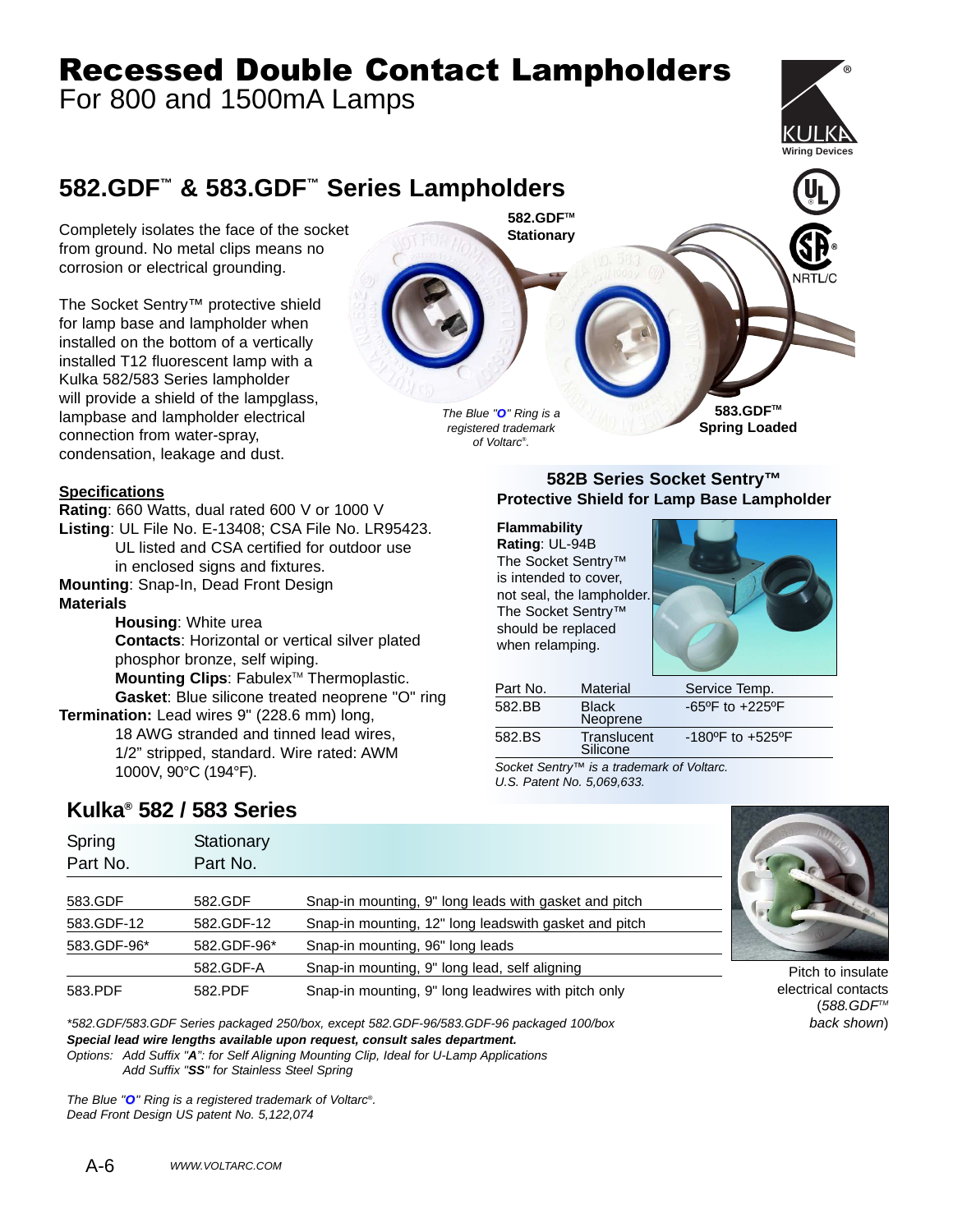# Recessed Double Contact Lampholders

For 800 and 1500mA Lamps

## 582.GDF™ & 583.GDF™ Series Lampholders

Completely isolates the face of the socket from ground. No metal clips means no corrosion or electrical grounding.

The Socket Sentry™ protective shield for lamp base and lampholder when installed on the bottom of a vertically installed T12 fluorescent lamp with a Kulka 582/583 Series lampholder will provide a shield of the lampglass, lampbase and lampholder electrical connection from water-spray, condensation, leakage and dust.

**582.GDF™ Stationary**

**583.GDF™ Spring Loaded**

*The Blue "O" Ring is a registered trademark of Voltarc®.*

### Specifications

**Rating**: 660 Watts, dual rated 600 V or 1000 V

**Listing**: UL File No. E-13408; CSA File No. LR95423. UL listed and CSA certified for outdoor use in enclosed signs and fixtures.

**Mounting**: Snap-In, Dead Front Design

**Materials**

- **Housing**: White urea
- **Contacts**: Horizontal or vertical silver plated phosphor bronze, self wiping.
- **Mounting Clips**: Fabulex™ Thermoplastic.
- **Gasket**: Blue silicone treated neoprene "O" ring

**Termination:** Lead wires 9" (228.6 mm) long, 18 AWG stranded and tinned lead wires, 1/2" stripped, standard. Wire rated: AWM 1000V, 90°C (194°F).

### 582B Series Socket Sentry™ Protective Shield for Lamp Base Lampholder

**Flammability Rating**: UL-94B

The Socket Sentry™ is intended to cover, not seal, the lampholder. The Socket Sentry™ should be replaced when relamping.

| Part No. | Material | Service Temp. |
|---|---|---|
| 582.BB | Black Neoprene | -65ºF to +225ºF |
| 582.BS | Translucent Silicone | -180ºF to +525ºF |

*Socket Sentry™ is a trademark of Voltarc.*
*U.S. Patent No. 5,069,633.*

## Kulka® 582 / 583 Series

| Spring Part No. | Stationary Part No. | |
|---|---|---|
| 583.GDF | 582.GDF | Snap-in mounting, 9" long leads with gasket and pitch |
| 583.GDF-12 | 582.GDF-12 | Snap-in mounting, 12" long leadswith gasket and pitch |
| 583.GDF-96* | 582.GDF-96* | Snap-in mounting, 96" long leads |
| | 582.GDF-A | Snap-in mounting, 9" long lead, self aligning |
| 583.PDF | 582.PDF | Snap-in mounting, 9" long leadwires with pitch only |

Pitch to insulate electrical contacts (*588.GDF™ back shown*)

*\*582.GDF/583.GDF Series packaged 250/box, except 582.GDF-96/583.GDF-96 packaged 100/box*

***Special lead wire lengths available upon request, consult sales department.***

*Options: Add Suffix "**A**": for Self Aligning Mounting Clip, Ideal for U-Lamp Applications*
*Add Suffix "**SS**" for Stainless Steel Spring*

*The Blue "O" Ring is a registered trademark of Voltarc®.*
*Dead Front Design US patent No. 5,122,074*

*WWW.VOLTARC.COM*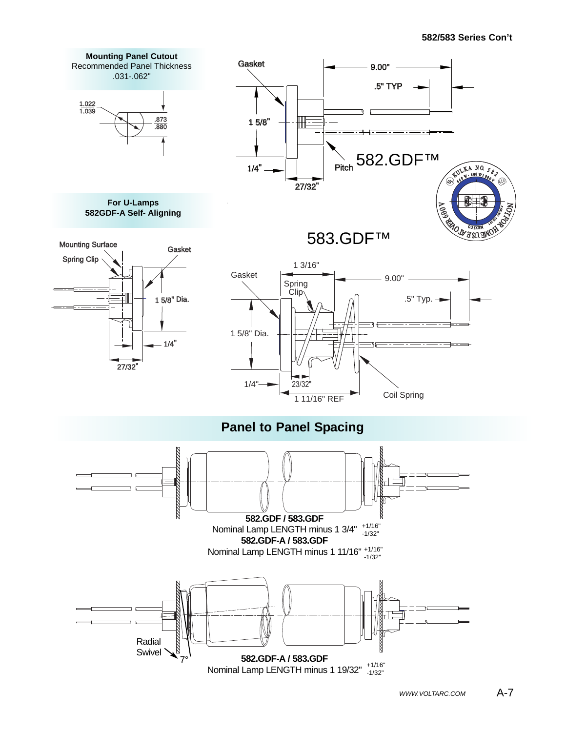## Mounting Panel Cutout

Recommended Panel Thickness
.031-.062"

1.022
1.039

.873
.880

Gasket

9.00"

.5" TYP

1 5/8"

1/4"

Pitch

27/32"

## 582.GDF™

KULKA NO. 582
660 W - 600 W 1000 V
NOT FOR HOME USE AT OVER 600 V
MEXICO

### For U-Lamps
### 582GDF-A Self- Aligning

Mounting Surface

Spring Clip

Gasket

1 5/8" Dia.

1/4"

27/32"

## 583.GDF™

1 3/16"

Gasket

Spring Clip

9.00"

.5" Typ.

1 5/8" Dia.

1/4"

23/32"

1 11/16" REF

Coil Spring

## Panel to Panel Spacing

**582.GDF / 583.GDF**
Nominal Lamp LENGTH minus 1 3/4" +1/16" -1/32"

**582.GDF-A / 583.GDF**
Nominal Lamp LENGTH minus 1 11/16" +1/16" -1/32"

Radial Swivel

7°

**582.GDF-A / 583.GDF**
Nominal Lamp LENGTH minus 1 19/32" +1/16" -1/32"

*WWW.VOLTARC.COM*